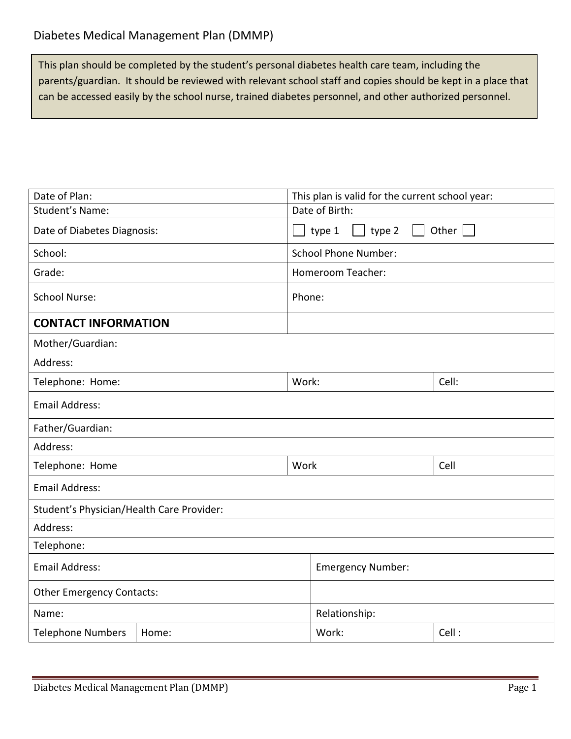# Diabetes Medical Management Plan (DMMP)

> This plan should be completed by the student's personal diabetes health care team, including the parents/guardian. It should be reviewed with relevant school staff and copies should be kept in a place that can be accessed easily by the school nurse, trained diabetes personnel, and other authorized personnel.

| | | | |
|---|---|---|---|
| Date of Plan: | | This plan is valid for the current school year: | |
| Student's Name: | | Date of Birth: | |
| Date of Diabetes Diagnosis: | | ☐ type 1 ☐ type 2 ☐ Other ☐ | |
| School: | | School Phone Number: | |
| Grade: | | Homeroom Teacher: | |
| School Nurse: | | Phone: | |
| **CONTACT INFORMATION** | | | |
| Mother/Guardian: | | | |
| Address: | | | |
| Telephone: Home: | | Work: | Cell: |
| Email Address: | | | |
| Father/Guardian: | | | |
| Address: | | | |
| Telephone: Home | | Work | Cell |
| Email Address: | | | |
| Student's Physician/Health Care Provider: | | | |
| Address: | | | |
| Telephone: | | | |
| Email Address: | | Emergency Number: | |
| Other Emergency Contacts: | | | |
| Name: | | Relationship: | |
| Telephone Numbers | Home: | Work: | Cell : |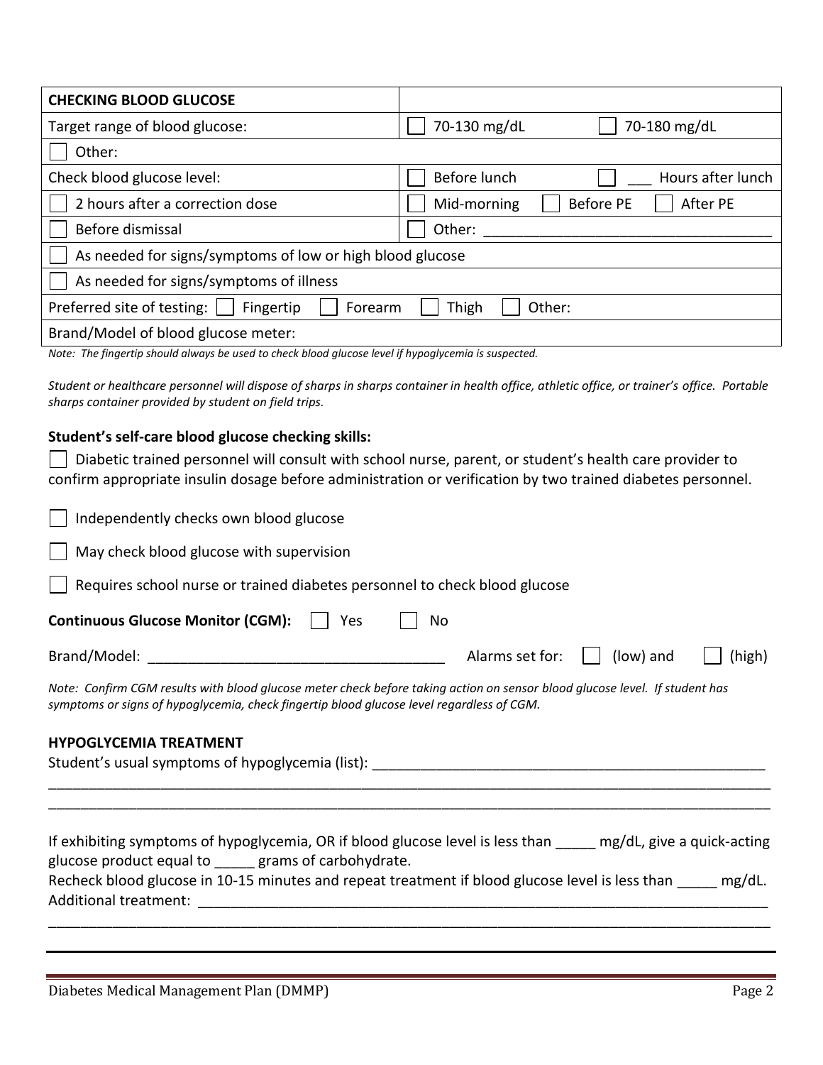| CHECKING BLOOD GLUCOSE | |
|---|---|
| Target range of blood glucose: | ☐ 70-130 mg/dL ☐ 70-180 mg/dL |
| ☐ Other: | |
| Check blood glucose level: | ☐ Before lunch ☐ ___ Hours after lunch |
| ☐ 2 hours after a correction dose | ☐ Mid-morning ☐ Before PE ☐ After PE |
| ☐ Before dismissal | ☐ Other: ___________________________________ |
| ☐ As needed for signs/symptoms of low or high blood glucose | |
| ☐ As needed for signs/symptoms of illness | |
| Preferred site of testing: ☐ Fingertip ☐ Forearm | ☐ Thigh ☐ Other: |
| Brand/Model of blood glucose meter: | |

*Note: The fingertip should always be used to check blood glucose level if hypoglycemia is suspected.*

*Student or healthcare personnel will dispose of sharps in sharps container in health office, athletic office, or trainer's office. Portable sharps container provided by student on field trips.*

**Student's self-care blood glucose checking skills:**

☐ Diabetic trained personnel will consult with school nurse, parent, or student's health care provider to confirm appropriate insulin dosage before administration or verification by two trained diabetes personnel.

☐ Independently checks own blood glucose

☐ May check blood glucose with supervision

☐ Requires school nurse or trained diabetes personnel to check blood glucose

**Continuous Glucose Monitor (CGM):** ☐ Yes ☐ No

Brand/Model: _____________________________________ Alarms set for: ☐ (low) and ☐ (high)

*Note: Confirm CGM results with blood glucose meter check before taking action on sensor blood glucose level. If student has symptoms or signs of hypoglycemia, check fingertip blood glucose level regardless of CGM.*

**HYPOGLYCEMIA TREATMENT**

Student's usual symptoms of hypoglycemia (list): ___________________________________________________

_____________________________________________________________________________________________

_____________________________________________________________________________________________

If exhibiting symptoms of hypoglycemia, OR if blood glucose level is less than _____ mg/dL, give a quick-acting glucose product equal to _____ grams of carbohydrate.

Recheck blood glucose in 10-15 minutes and repeat treatment if blood glucose level is less than _____ mg/dL.

Additional treatment: ___________________________________________________________________________

_____________________________________________________________________________________________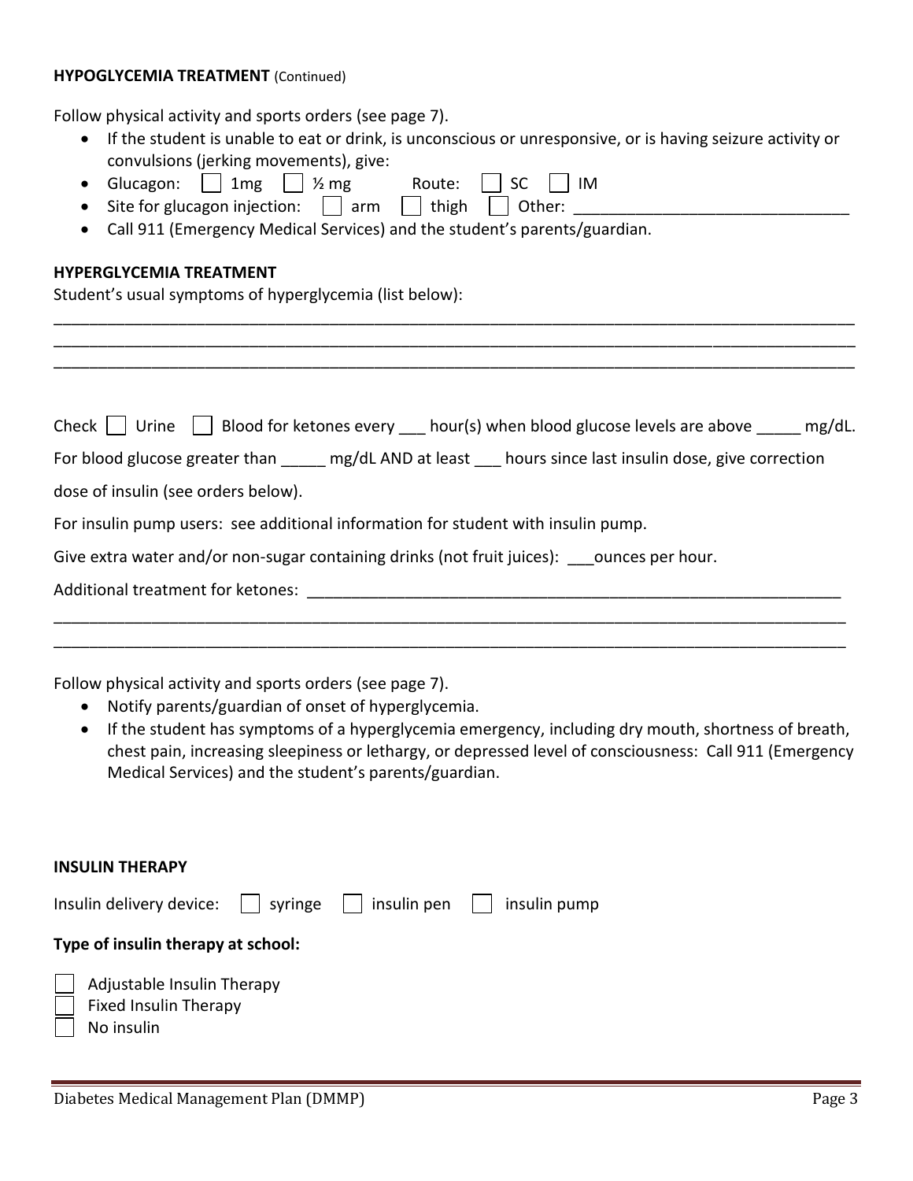**HYPOGLYCEMIA TREATMENT** (Continued)

Follow physical activity and sports orders (see page 7).

- If the student is unable to eat or drink, is unconscious or unresponsive, or is having seizure activity or convulsions (jerking movements), give:
- Glucagon: ☐ 1mg ☐ ½ mg Route: ☐ SC ☐ IM
- Site for glucagon injection: ☐ arm ☐ thigh ☐ Other: ______________________________
- Call 911 (Emergency Medical Services) and the student's parents/guardian.

**HYPERGLYCEMIA TREATMENT**

Student's usual symptoms of hyperglycemia (list below):

_____________________________________________________________________________________________
_____________________________________________________________________________________________
_____________________________________________________________________________________________

Check ☐ Urine ☐ Blood for ketones every ___ hour(s) when blood glucose levels are above _____ mg/dL.

For blood glucose greater than _____ mg/dL AND at least ___ hours since last insulin dose, give correction dose of insulin (see orders below).

For insulin pump users: see additional information for student with insulin pump.

Give extra water and/or non-sugar containing drinks (not fruit juices): ___ounces per hour.

Additional treatment for ketones: ____________________________________________________________
_____________________________________________________________________________________________
_____________________________________________________________________________________________

Follow physical activity and sports orders (see page 7).

- Notify parents/guardian of onset of hyperglycemia.
- If the student has symptoms of a hyperglycemia emergency, including dry mouth, shortness of breath, chest pain, increasing sleepiness or lethargy, or depressed level of consciousness: Call 911 (Emergency Medical Services) and the student's parents/guardian.

**INSULIN THERAPY**

Insulin delivery device: ☐ syringe ☐ insulin pen ☐ insulin pump

**Type of insulin therapy at school:**

☐ Adjustable Insulin Therapy
☐ Fixed Insulin Therapy
☐ No insulin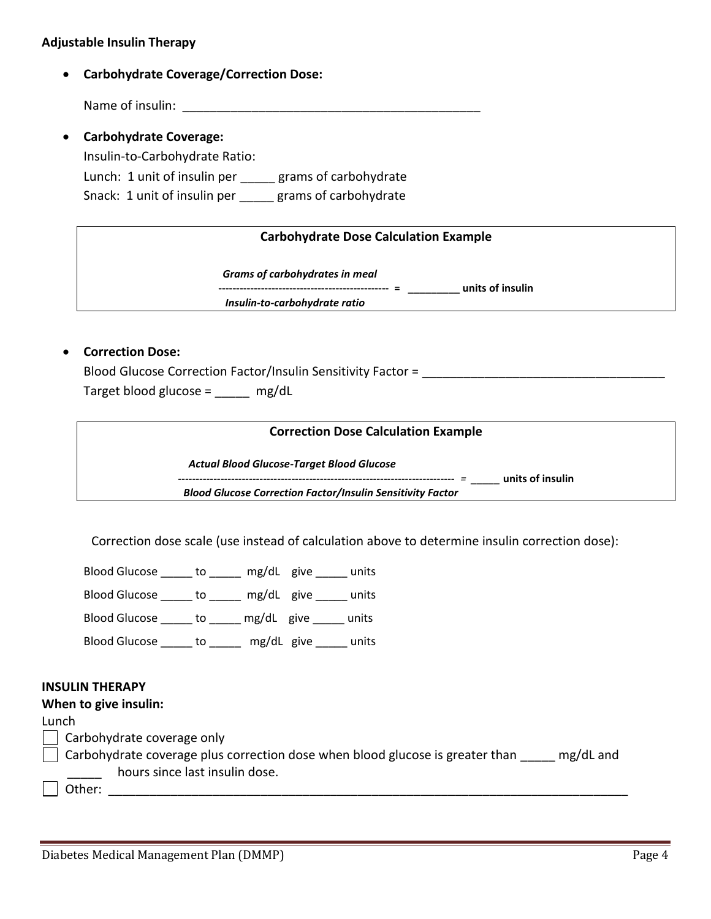**Adjustable Insulin Therapy**

- **Carbohydrate Coverage/Correction Dose:**

  Name of insulin: ____________________________________________

- **Carbohydrate Coverage:**

  Insulin-to-Carbohydrate Ratio:

  Lunch: 1 unit of insulin per _____ grams of carbohydrate

  Snack: 1 unit of insulin per _____ grams of carbohydrate

**Carbohydrate Dose Calculation Example**

$$\frac{\textit{Grams of carbohydrates in meal}}{\textit{Insulin-to-carbohydrate ratio}} = \_\_\_\_\_\_\_\_\_ \textbf{ units of insulin}$$

- **Correction Dose:**

  Blood Glucose Correction Factor/Insulin Sensitivity Factor = ___________________________________

  Target blood glucose = _____ mg/dL

**Correction Dose Calculation Example**

$$\frac{\textit{Actual Blood Glucose-Target Blood Glucose}}{\textit{Blood Glucose Correction Factor/Insulin Sensitivity Factor}} = \_\_\_\_\_ \textbf{ units of insulin}$$

Correction dose scale (use instead of calculation above to determine insulin correction dose):

Blood Glucose _____ to _____ mg/dL give _____ units

Blood Glucose _____ to _____ mg/dL give _____ units

Blood Glucose _____ to _____ mg/dL give _____ units

Blood Glucose _____ to _____ mg/dL give _____ units

**INSULIN THERAPY**

**When to give insulin:**

Lunch

☐ Carbohydrate coverage only

☐ Carbohydrate coverage plus correction dose when blood glucose is greater than _____ mg/dL and _____ hours since last insulin dose.

☐ Other: ______________________________________________________________________________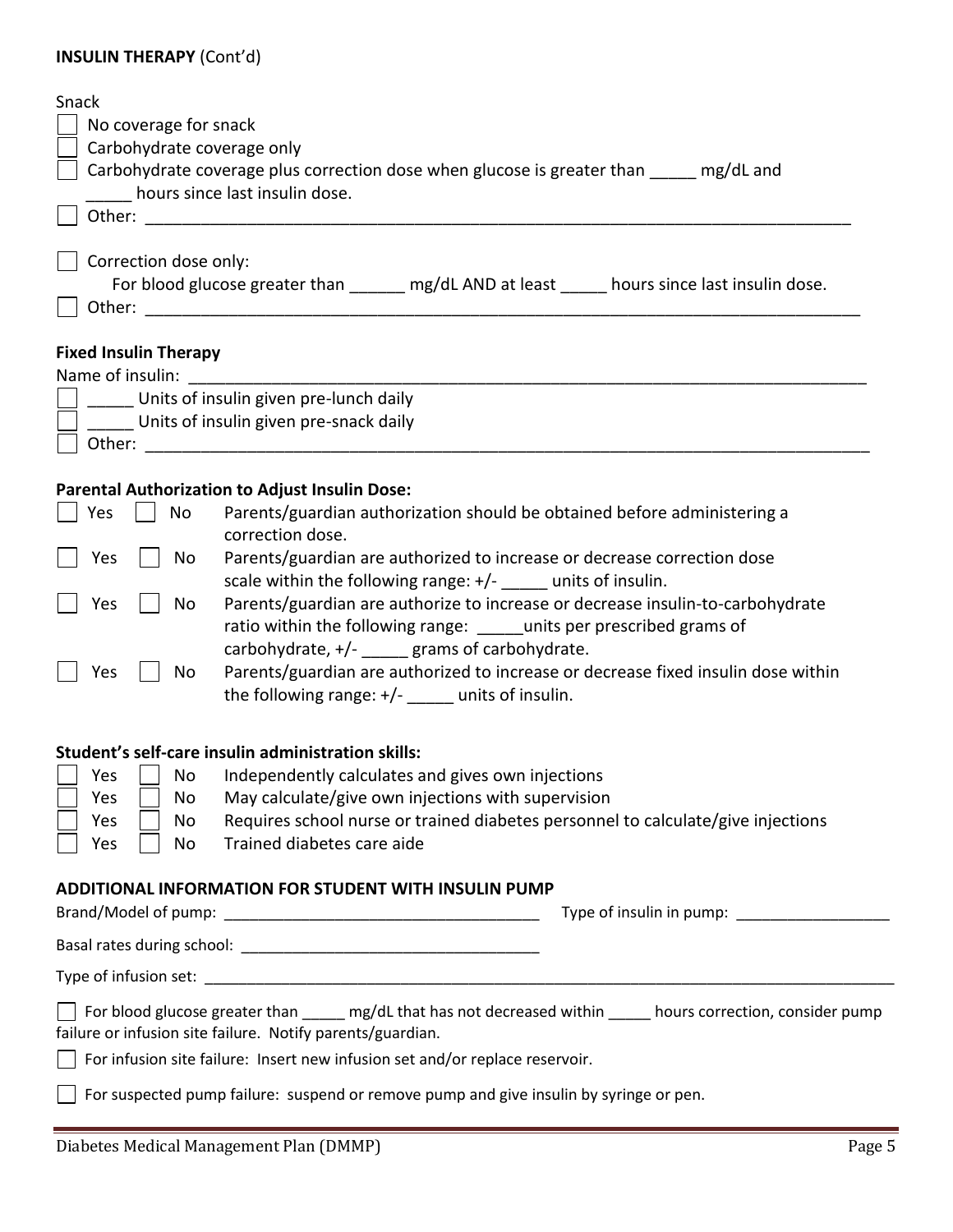**INSULIN THERAPY** (Cont'd)

Snack

- ☐ No coverage for snack
- ☐ Carbohydrate coverage only
- ☐ Carbohydrate coverage plus correction dose when glucose is greater than _____ mg/dL and _____ hours since last insulin dose.
- ☐ Other: ____________________________________________________________________________

- ☐ Correction dose only:
  For blood glucose greater than ______ mg/dL AND at least _____ hours since last insulin dose.
- ☐ Other: ____________________________________________________________________________

**Fixed Insulin Therapy**

Name of insulin: _______________________________________________________________________

- ☐ _____ Units of insulin given pre-lunch daily
- ☐ _____ Units of insulin given pre-snack daily
- ☐ Other: ____________________________________________________________________________

**Parental Authorization to Adjust Insulin Dose:**

- ☐ Yes ☐ No Parents/guardian authorization should be obtained before administering a correction dose.
- ☐ Yes ☐ No Parents/guardian are authorized to increase or decrease correction dose scale within the following range: +/- _____ units of insulin.
- ☐ Yes ☐ No Parents/guardian are authorize to increase or decrease insulin-to-carbohydrate ratio within the following range: _____units per prescribed grams of carbohydrate, +/- _____ grams of carbohydrate.
- ☐ Yes ☐ No Parents/guardian are authorized to increase or decrease fixed insulin dose within the following range: +/- _____ units of insulin.

**Student's self-care insulin administration skills:**

- ☐ Yes ☐ No Independently calculates and gives own injections
- ☐ Yes ☐ No May calculate/give own injections with supervision
- ☐ Yes ☐ No Requires school nurse or trained diabetes personnel to calculate/give injections
- ☐ Yes ☐ No Trained diabetes care aide

**ADDITIONAL INFORMATION FOR STUDENT WITH INSULIN PUMP**

Brand/Model of pump: _____________________________________ Type of insulin in pump: __________________

Basal rates during school: __________________________________

Type of infusion set: _________________________________________________________________________________

☐ For blood glucose greater than _____ mg/dL that has not decreased within _____ hours correction, consider pump failure or infusion site failure. Notify parents/guardian.

☐ For infusion site failure: Insert new infusion set and/or replace reservoir.

☐ For suspected pump failure: suspend or remove pump and give insulin by syringe or pen.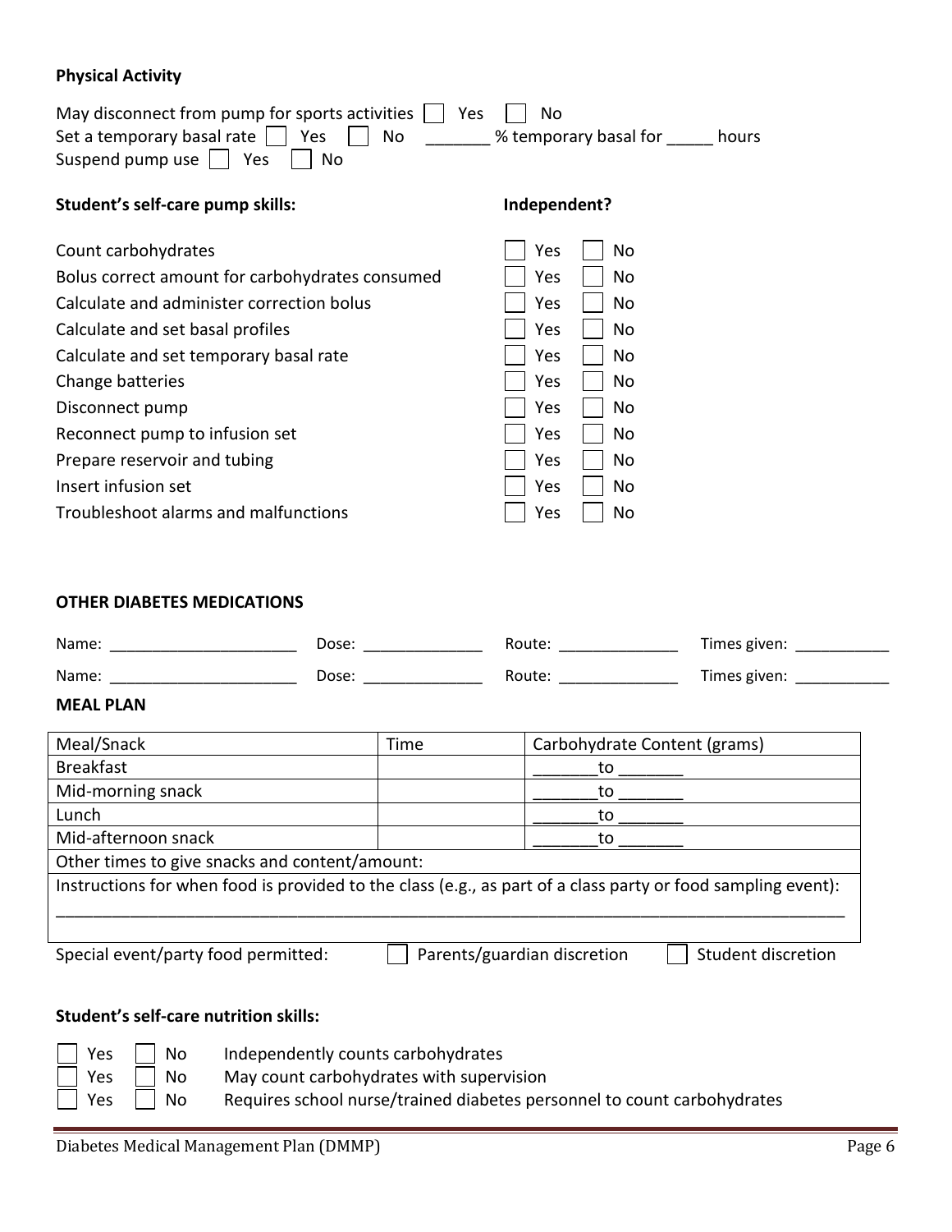**Physical Activity**

May disconnect from pump for sports activities ☐ Yes ☐ No
Set a temporary basal rate ☐ Yes ☐ No _______ % temporary basal for _____ hours
Suspend pump use ☐ Yes ☐ No

| **Student's self-care pump skills:** | **Independent?** |
|---|---|
| Count carbohydrates | ☐ Yes ☐ No |
| Bolus correct amount for carbohydrates consumed | ☐ Yes ☐ No |
| Calculate and administer correction bolus | ☐ Yes ☐ No |
| Calculate and set basal profiles | ☐ Yes ☐ No |
| Calculate and set temporary basal rate | ☐ Yes ☐ No |
| Change batteries | ☐ Yes ☐ No |
| Disconnect pump | ☐ Yes ☐ No |
| Reconnect pump to infusion set | ☐ Yes ☐ No |
| Prepare reservoir and tubing | ☐ Yes ☐ No |
| Insert infusion set | ☐ Yes ☐ No |
| Troubleshoot alarms and malfunctions | ☐ Yes ☐ No |

**OTHER DIABETES MEDICATIONS**

Name: ______________________ Dose: ______________ Route: ______________ Times given: ___________

Name: ______________________ Dose: ______________ Route: ______________ Times given: ___________

**MEAL PLAN**

| Meal/Snack | Time | Carbohydrate Content (grams) |
|---|---|---|
| Breakfast | | _______to _______ |
| Mid-morning snack | | _______to _______ |
| Lunch | | _______to _______ |
| Mid-afternoon snack | | _______to _______ |
| Other times to give snacks and content/amount: | | |
| Instructions for when food is provided to the class (e.g., as part of a class party or food sampling event): ________________________________________________ | | |

Special event/party food permitted: ☐ Parents/guardian discretion ☐ Student discretion

**Student's self-care nutrition skills:**

☐ Yes ☐ No Independently counts carbohydrates
☐ Yes ☐ No May count carbohydrates with supervision
☐ Yes ☐ No Requires school nurse/trained diabetes personnel to count carbohydrates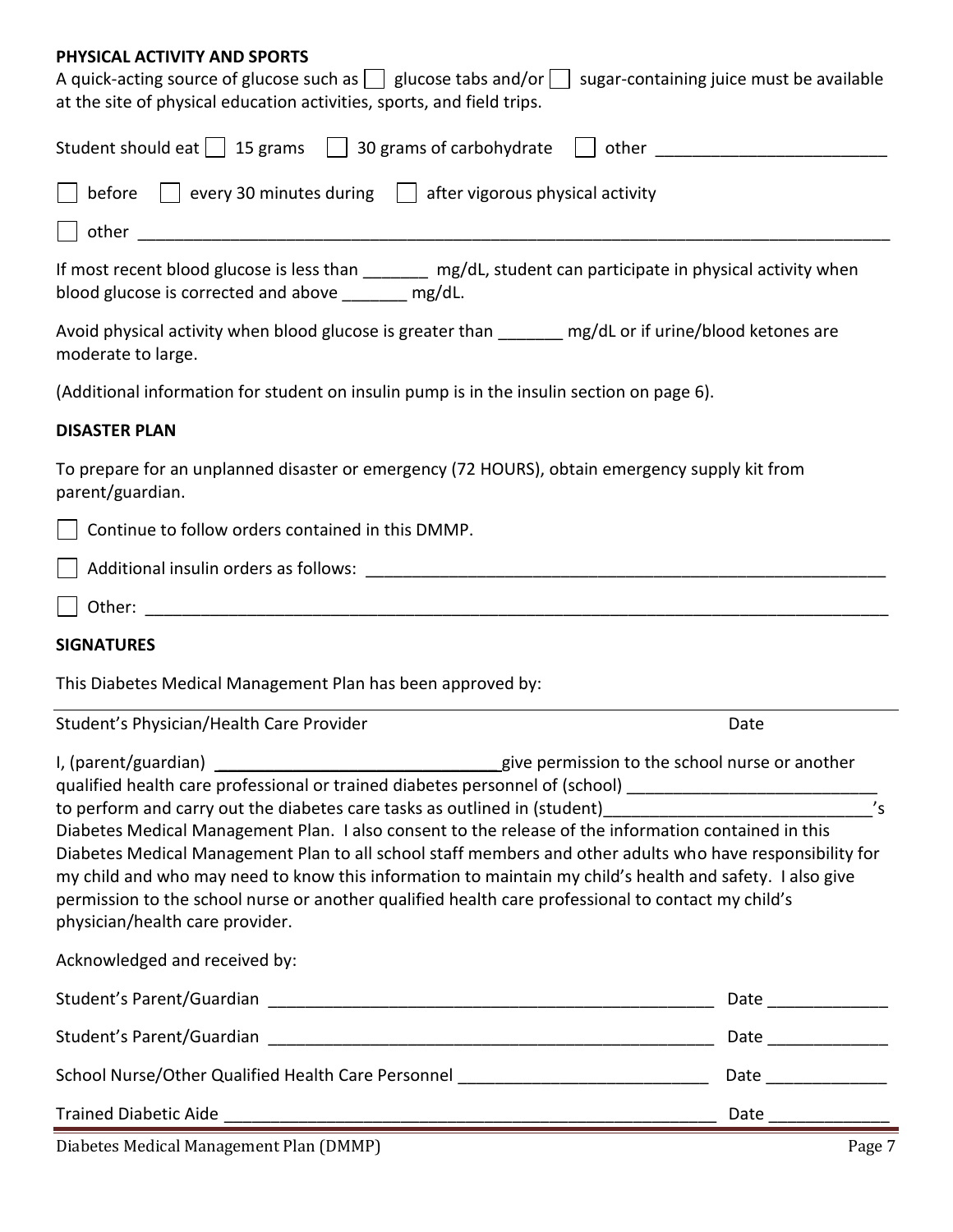**PHYSICAL ACTIVITY AND SPORTS**

A quick-acting source of glucose such as ☐ glucose tabs and/or ☐ sugar-containing juice must be available at the site of physical education activities, sports, and field trips.

Student should eat ☐ 15 grams ☐ 30 grams of carbohydrate ☐ other ________________________

☐ before ☐ every 30 minutes during ☐ after vigorous physical activity

☐ other ________________________________________________________________________________

If most recent blood glucose is less than _______ mg/dL, student can participate in physical activity when blood glucose is corrected and above _______ mg/dL.

Avoid physical activity when blood glucose is greater than _______ mg/dL or if urine/blood ketones are moderate to large.

(Additional information for student on insulin pump is in the insulin section on page 6).

**DISASTER PLAN**

To prepare for an unplanned disaster or emergency (72 HOURS), obtain emergency supply kit from parent/guardian.

☐ Continue to follow orders contained in this DMMP.

☐ Additional insulin orders as follows: ________________________________________________________

☐ Other: ______________________________________________________________________________

**SIGNATURES**

This Diabetes Medical Management Plan has been approved by:

_______________________________________________________________________________________

Student's Physician/Health Care Provider Date

I, (parent/guardian) ______________________________ give permission to the school nurse or another qualified health care professional or trained diabetes personnel of (school) __________________________ to perform and carry out the diabetes care tasks as outlined in (student)_____________________________'s Diabetes Medical Management Plan. I also consent to the release of the information contained in this Diabetes Medical Management Plan to all school staff members and other adults who have responsibility for my child and who may need to know this information to maintain my child's health and safety. I also give permission to the school nurse or another qualified health care professional to contact my child's physician/health care provider.

Acknowledged and received by:

Student's Parent/Guardian _________________________________________________ Date _____________

Student's Parent/Guardian _________________________________________________ Date _____________

School Nurse/Other Qualified Health Care Personnel ___________________________ Date _____________

Trained Diabetic Aide _____________________________________________________ Date _____________